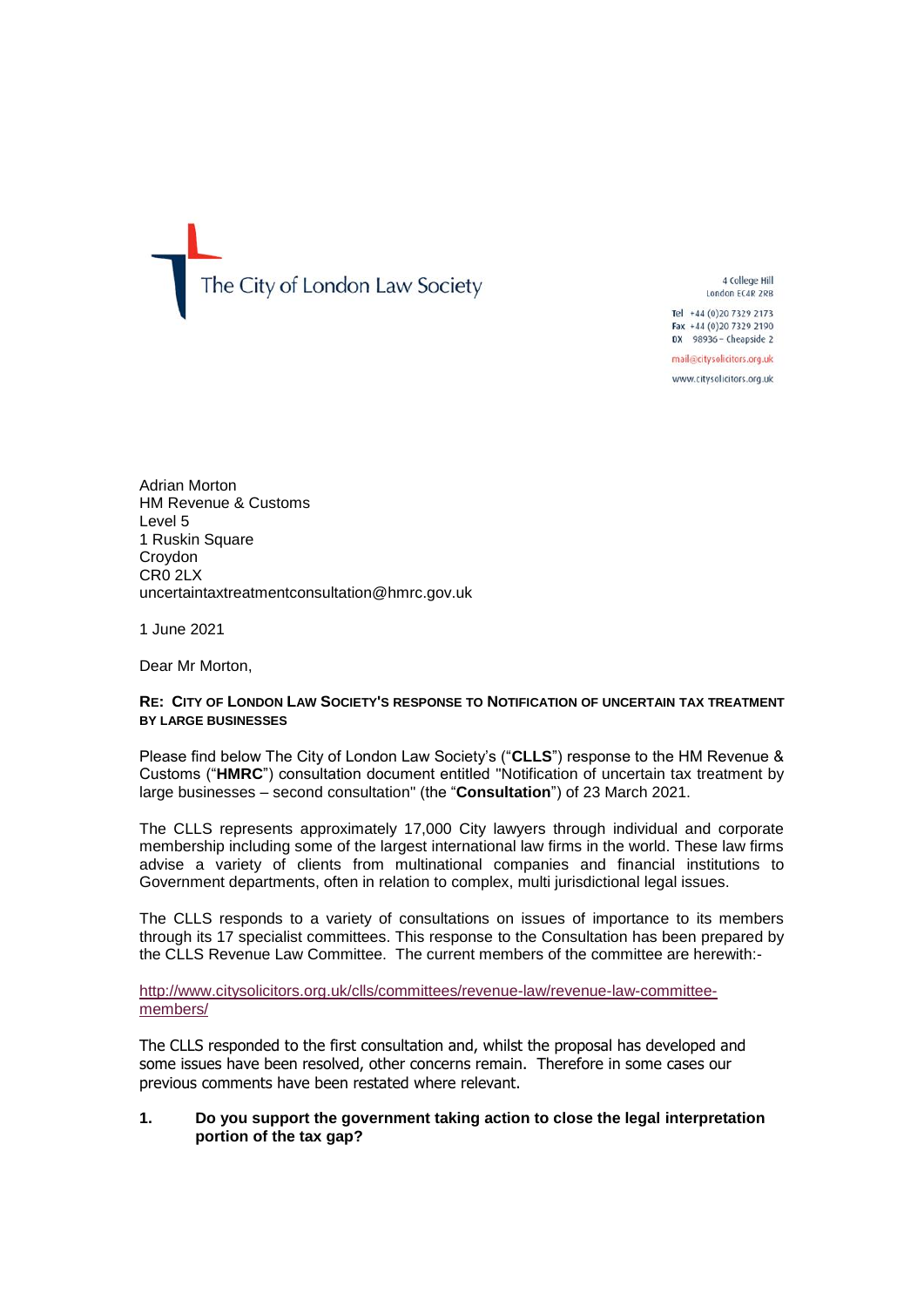The City of London Law Society

4 College Hill
London EC4R 2RB

Tel +44 (0)20 7329 2173
Fax +44 (0)20 7329 2190
DX 98936 – Cheapside 2

mail@citysolicitors.org.uk

www.citysolicitors.org.uk

Adrian Morton
HM Revenue & Customs
Level 5
1 Ruskin Square
Croydon
CR0 2LX
uncertaintaxtreatmentconsultation@hmrc.gov.uk

1 June 2021

Dear Mr Morton,

**RE: CITY OF LONDON LAW SOCIETY'S RESPONSE TO NOTIFICATION OF UNCERTAIN TAX TREATMENT BY LARGE BUSINESSES**

Please find below The City of London Law Society's ("**CLLS**") response to the HM Revenue & Customs ("**HMRC**") consultation document entitled "Notification of uncertain tax treatment by large businesses – second consultation" (the "**Consultation**") of 23 March 2021.

The CLLS represents approximately 17,000 City lawyers through individual and corporate membership including some of the largest international law firms in the world. These law firms advise a variety of clients from multinational companies and financial institutions to Government departments, often in relation to complex, multi jurisdictional legal issues.

The CLLS responds to a variety of consultations on issues of importance to its members through its 17 specialist committees. This response to the Consultation has been prepared by the CLLS Revenue Law Committee. The current members of the committee are herewith:-

http://www.citysolicitors.org.uk/clls/committees/revenue-law/revenue-law-committee-members/

The CLLS responded to the first consultation and, whilst the proposal has developed and some issues have been resolved, other concerns remain. Therefore in some cases our previous comments have been restated where relevant.

**1. Do you support the government taking action to close the legal interpretation portion of the tax gap?**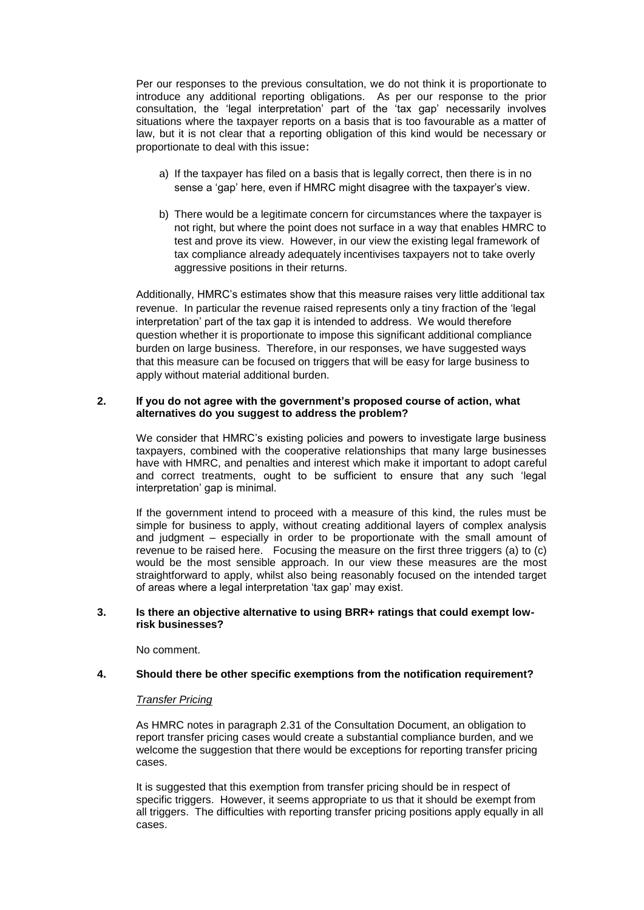Per our responses to the previous consultation, we do not think it is proportionate to introduce any additional reporting obligations. As per our response to the prior consultation, the 'legal interpretation' part of the 'tax gap' necessarily involves situations where the taxpayer reports on a basis that is too favourable as a matter of law, but it is not clear that a reporting obligation of this kind would be necessary or proportionate to deal with this issue:

a) If the taxpayer has filed on a basis that is legally correct, then there is in no sense a 'gap' here, even if HMRC might disagree with the taxpayer's view.

b) There would be a legitimate concern for circumstances where the taxpayer is not right, but where the point does not surface in a way that enables HMRC to test and prove its view. However, in our view the existing legal framework of tax compliance already adequately incentivises taxpayers not to take overly aggressive positions in their returns.

Additionally, HMRC's estimates show that this measure raises very little additional tax revenue. In particular the revenue raised represents only a tiny fraction of the 'legal interpretation' part of the tax gap it is intended to address. We would therefore question whether it is proportionate to impose this significant additional compliance burden on large business. Therefore, in our responses, we have suggested ways that this measure can be focused on triggers that will be easy for large business to apply without material additional burden.

**2. If you do not agree with the government's proposed course of action, what alternatives do you suggest to address the problem?**

We consider that HMRC's existing policies and powers to investigate large business taxpayers, combined with the cooperative relationships that many large businesses have with HMRC, and penalties and interest which make it important to adopt careful and correct treatments, ought to be sufficient to ensure that any such 'legal interpretation' gap is minimal.

If the government intend to proceed with a measure of this kind, the rules must be simple for business to apply, without creating additional layers of complex analysis and judgment – especially in order to be proportionate with the small amount of revenue to be raised here. Focusing the measure on the first three triggers (a) to (c) would be the most sensible approach. In our view these measures are the most straightforward to apply, whilst also being reasonably focused on the intended target of areas where a legal interpretation 'tax gap' may exist.

**3. Is there an objective alternative to using BRR+ ratings that could exempt low-risk businesses?**

No comment.

**4. Should there be other specific exemptions from the notification requirement?**

*Transfer Pricing*

As HMRC notes in paragraph 2.31 of the Consultation Document, an obligation to report transfer pricing cases would create a substantial compliance burden, and we welcome the suggestion that there would be exceptions for reporting transfer pricing cases.

It is suggested that this exemption from transfer pricing should be in respect of specific triggers. However, it seems appropriate to us that it should be exempt from all triggers. The difficulties with reporting transfer pricing positions apply equally in all cases.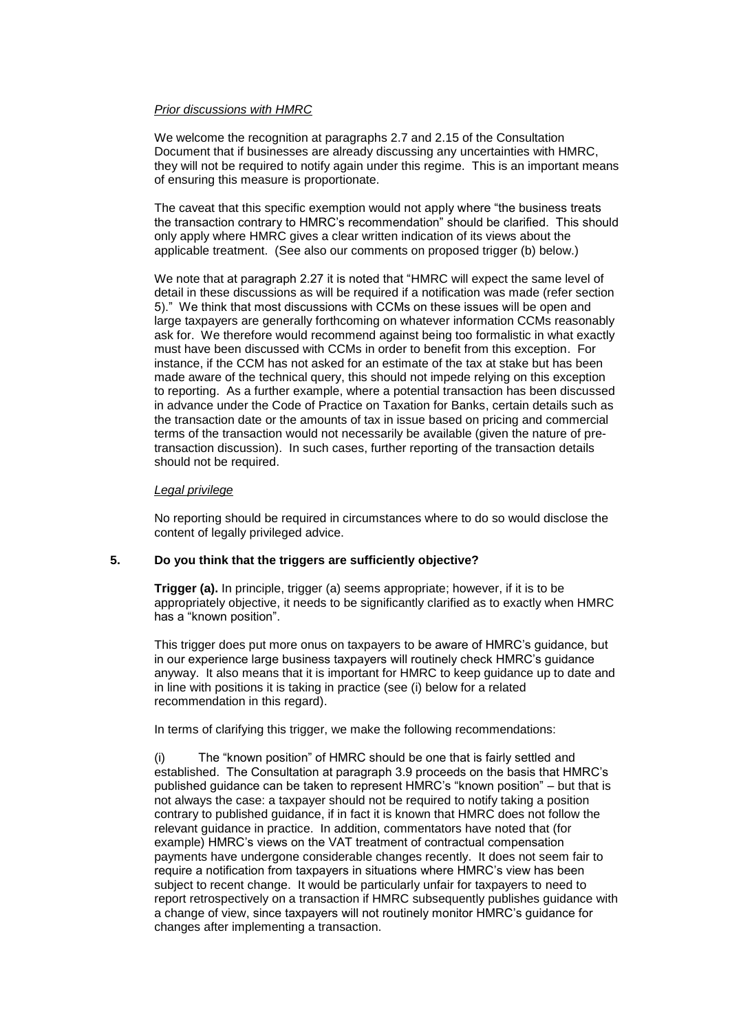*Prior discussions with HMRC*

We welcome the recognition at paragraphs 2.7 and 2.15 of the Consultation Document that if businesses are already discussing any uncertainties with HMRC, they will not be required to notify again under this regime. This is an important means of ensuring this measure is proportionate.

The caveat that this specific exemption would not apply where "the business treats the transaction contrary to HMRC's recommendation" should be clarified. This should only apply where HMRC gives a clear written indication of its views about the applicable treatment. (See also our comments on proposed trigger (b) below.)

We note that at paragraph 2.27 it is noted that "HMRC will expect the same level of detail in these discussions as will be required if a notification was made (refer section 5)." We think that most discussions with CCMs on these issues will be open and large taxpayers are generally forthcoming on whatever information CCMs reasonably ask for. We therefore would recommend against being too formalistic in what exactly must have been discussed with CCMs in order to benefit from this exception. For instance, if the CCM has not asked for an estimate of the tax at stake but has been made aware of the technical query, this should not impede relying on this exception to reporting. As a further example, where a potential transaction has been discussed in advance under the Code of Practice on Taxation for Banks, certain details such as the transaction date or the amounts of tax in issue based on pricing and commercial terms of the transaction would not necessarily be available (given the nature of pre-transaction discussion). In such cases, further reporting of the transaction details should not be required.

*Legal privilege*

No reporting should be required in circumstances where to do so would disclose the content of legally privileged advice.

**5. Do you think that the triggers are sufficiently objective?**

**Trigger (a).** In principle, trigger (a) seems appropriate; however, if it is to be appropriately objective, it needs to be significantly clarified as to exactly when HMRC has a "known position".

This trigger does put more onus on taxpayers to be aware of HMRC's guidance, but in our experience large business taxpayers will routinely check HMRC's guidance anyway. It also means that it is important for HMRC to keep guidance up to date and in line with positions it is taking in practice (see (i) below for a related recommendation in this regard).

In terms of clarifying this trigger, we make the following recommendations:

(i) The "known position" of HMRC should be one that is fairly settled and established. The Consultation at paragraph 3.9 proceeds on the basis that HMRC's published guidance can be taken to represent HMRC's "known position" – but that is not always the case: a taxpayer should not be required to notify taking a position contrary to published guidance, if in fact it is known that HMRC does not follow the relevant guidance in practice. In addition, commentators have noted that (for example) HMRC's views on the VAT treatment of contractual compensation payments have undergone considerable changes recently. It does not seem fair to require a notification from taxpayers in situations where HMRC's view has been subject to recent change. It would be particularly unfair for taxpayers to need to report retrospectively on a transaction if HMRC subsequently publishes guidance with a change of view, since taxpayers will not routinely monitor HMRC's guidance for changes after implementing a transaction.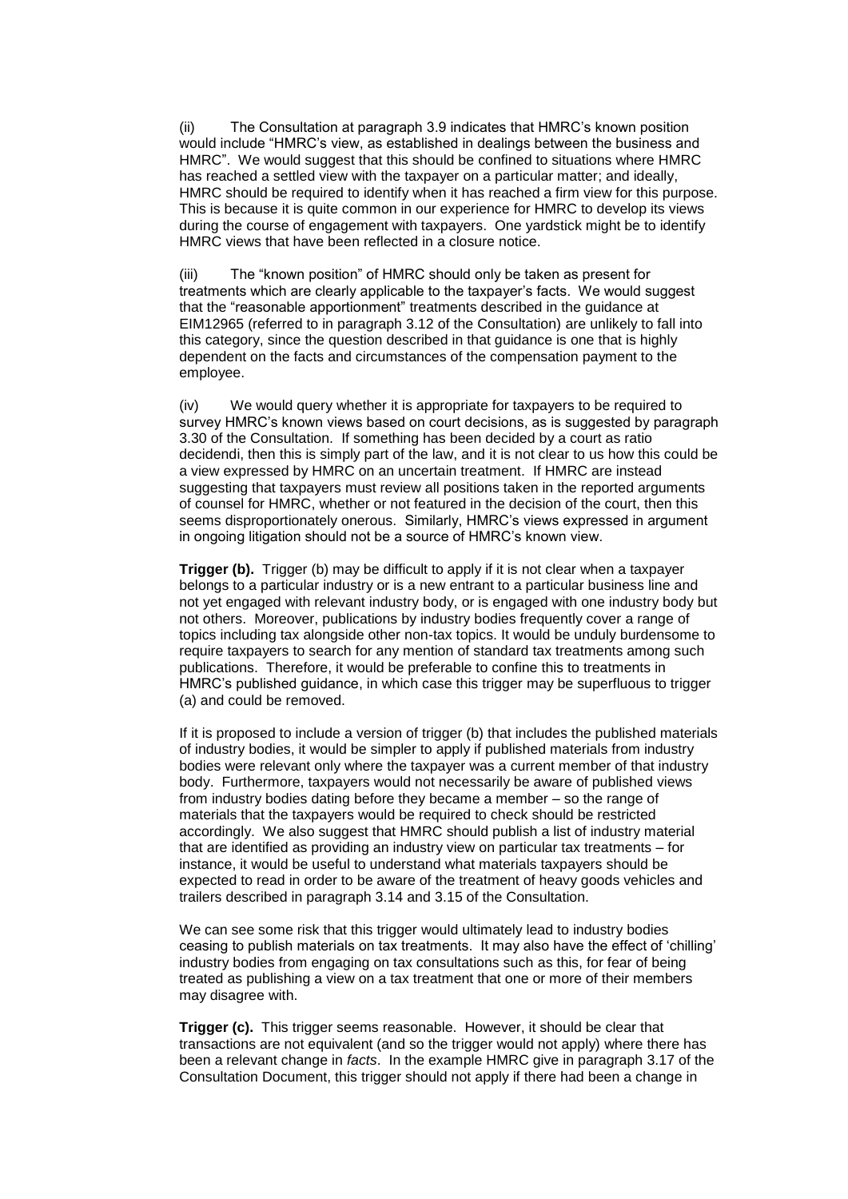(ii) The Consultation at paragraph 3.9 indicates that HMRC's known position would include "HMRC's view, as established in dealings between the business and HMRC". We would suggest that this should be confined to situations where HMRC has reached a settled view with the taxpayer on a particular matter; and ideally, HMRC should be required to identify when it has reached a firm view for this purpose. This is because it is quite common in our experience for HMRC to develop its views during the course of engagement with taxpayers. One yardstick might be to identify HMRC views that have been reflected in a closure notice.

(iii) The "known position" of HMRC should only be taken as present for treatments which are clearly applicable to the taxpayer's facts. We would suggest that the "reasonable apportionment" treatments described in the guidance at EIM12965 (referred to in paragraph 3.12 of the Consultation) are unlikely to fall into this category, since the question described in that guidance is one that is highly dependent on the facts and circumstances of the compensation payment to the employee.

(iv) We would query whether it is appropriate for taxpayers to be required to survey HMRC's known views based on court decisions, as is suggested by paragraph 3.30 of the Consultation. If something has been decided by a court as ratio decidendi, then this is simply part of the law, and it is not clear to us how this could be a view expressed by HMRC on an uncertain treatment. If HMRC are instead suggesting that taxpayers must review all positions taken in the reported arguments of counsel for HMRC, whether or not featured in the decision of the court, then this seems disproportionately onerous. Similarly, HMRC's views expressed in argument in ongoing litigation should not be a source of HMRC's known view.

**Trigger (b).** Trigger (b) may be difficult to apply if it is not clear when a taxpayer belongs to a particular industry or is a new entrant to a particular business line and not yet engaged with relevant industry body, or is engaged with one industry body but not others. Moreover, publications by industry bodies frequently cover a range of topics including tax alongside other non-tax topics. It would be unduly burdensome to require taxpayers to search for any mention of standard tax treatments among such publications. Therefore, it would be preferable to confine this to treatments in HMRC's published guidance, in which case this trigger may be superfluous to trigger (a) and could be removed.

If it is proposed to include a version of trigger (b) that includes the published materials of industry bodies, it would be simpler to apply if published materials from industry bodies were relevant only where the taxpayer was a current member of that industry body. Furthermore, taxpayers would not necessarily be aware of published views from industry bodies dating before they became a member – so the range of materials that the taxpayers would be required to check should be restricted accordingly. We also suggest that HMRC should publish a list of industry material that are identified as providing an industry view on particular tax treatments – for instance, it would be useful to understand what materials taxpayers should be expected to read in order to be aware of the treatment of heavy goods vehicles and trailers described in paragraph 3.14 and 3.15 of the Consultation.

We can see some risk that this trigger would ultimately lead to industry bodies ceasing to publish materials on tax treatments. It may also have the effect of 'chilling' industry bodies from engaging on tax consultations such as this, for fear of being treated as publishing a view on a tax treatment that one or more of their members may disagree with.

**Trigger (c).** This trigger seems reasonable. However, it should be clear that transactions are not equivalent (and so the trigger would not apply) where there has been a relevant change in *facts*. In the example HMRC give in paragraph 3.17 of the Consultation Document, this trigger should not apply if there had been a change in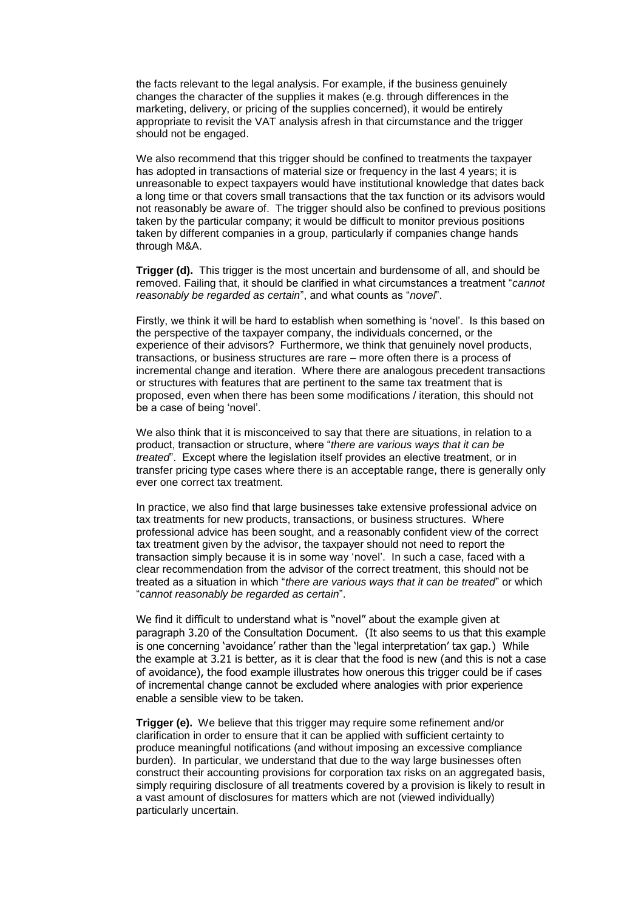the facts relevant to the legal analysis. For example, if the business genuinely changes the character of the supplies it makes (e.g. through differences in the marketing, delivery, or pricing of the supplies concerned), it would be entirely appropriate to revisit the VAT analysis afresh in that circumstance and the trigger should not be engaged.

We also recommend that this trigger should be confined to treatments the taxpayer has adopted in transactions of material size or frequency in the last 4 years; it is unreasonable to expect taxpayers would have institutional knowledge that dates back a long time or that covers small transactions that the tax function or its advisors would not reasonably be aware of. The trigger should also be confined to previous positions taken by the particular company; it would be difficult to monitor previous positions taken by different companies in a group, particularly if companies change hands through M&A.

**Trigger (d).** This trigger is the most uncertain and burdensome of all, and should be removed. Failing that, it should be clarified in what circumstances a treatment "*cannot reasonably be regarded as certain*", and what counts as "*novel*".

Firstly, we think it will be hard to establish when something is 'novel'. Is this based on the perspective of the taxpayer company, the individuals concerned, or the experience of their advisors? Furthermore, we think that genuinely novel products, transactions, or business structures are rare – more often there is a process of incremental change and iteration. Where there are analogous precedent transactions or structures with features that are pertinent to the same tax treatment that is proposed, even when there has been some modifications / iteration, this should not be a case of being 'novel'.

We also think that it is misconceived to say that there are situations, in relation to a product, transaction or structure, where "*there are various ways that it can be treated*". Except where the legislation itself provides an elective treatment, or in transfer pricing type cases where there is an acceptable range, there is generally only ever one correct tax treatment.

In practice, we also find that large businesses take extensive professional advice on tax treatments for new products, transactions, or business structures. Where professional advice has been sought, and a reasonably confident view of the correct tax treatment given by the advisor, the taxpayer should not need to report the transaction simply because it is in some way 'novel'. In such a case, faced with a clear recommendation from the advisor of the correct treatment, this should not be treated as a situation in which "*there are various ways that it can be treated*" or which "*cannot reasonably be regarded as certain*".

We find it difficult to understand what is "novel" about the example given at paragraph 3.20 of the Consultation Document. (It also seems to us that this example is one concerning 'avoidance' rather than the 'legal interpretation' tax gap.) While the example at 3.21 is better, as it is clear that the food is new (and this is not a case of avoidance), the food example illustrates how onerous this trigger could be if cases of incremental change cannot be excluded where analogies with prior experience enable a sensible view to be taken.

**Trigger (e).** We believe that this trigger may require some refinement and/or clarification in order to ensure that it can be applied with sufficient certainty to produce meaningful notifications (and without imposing an excessive compliance burden). In particular, we understand that due to the way large businesses often construct their accounting provisions for corporation tax risks on an aggregated basis, simply requiring disclosure of all treatments covered by a provision is likely to result in a vast amount of disclosures for matters which are not (viewed individually) particularly uncertain.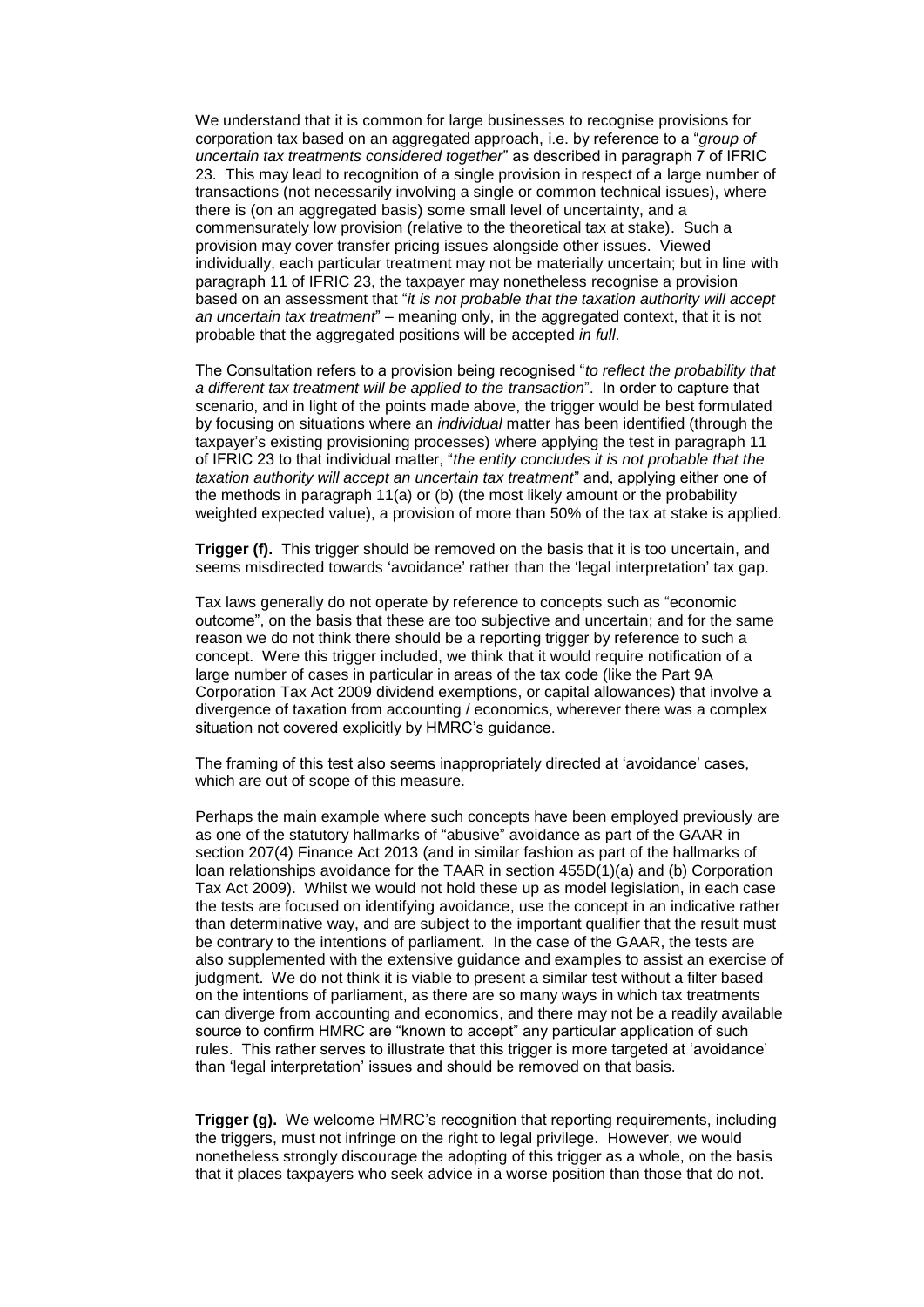We understand that it is common for large businesses to recognise provisions for corporation tax based on an aggregated approach, i.e. by reference to a "*group of uncertain tax treatments considered together*" as described in paragraph 7 of IFRIC 23. This may lead to recognition of a single provision in respect of a large number of transactions (not necessarily involving a single or common technical issues), where there is (on an aggregated basis) some small level of uncertainty, and a commensurately low provision (relative to the theoretical tax at stake). Such a provision may cover transfer pricing issues alongside other issues. Viewed individually, each particular treatment may not be materially uncertain; but in line with paragraph 11 of IFRIC 23, the taxpayer may nonetheless recognise a provision based on an assessment that "*it is not probable that the taxation authority will accept an uncertain tax treatment*" – meaning only, in the aggregated context, that it is not probable that the aggregated positions will be accepted *in full*.

The Consultation refers to a provision being recognised "*to reflect the probability that a different tax treatment will be applied to the transaction*". In order to capture that scenario, and in light of the points made above, the trigger would be best formulated by focusing on situations where an *individual* matter has been identified (through the taxpayer's existing provisioning processes) where applying the test in paragraph 11 of IFRIC 23 to that individual matter, "*the entity concludes it is not probable that the taxation authority will accept an uncertain tax treatment*" and, applying either one of the methods in paragraph 11(a) or (b) (the most likely amount or the probability weighted expected value), a provision of more than 50% of the tax at stake is applied.

**Trigger (f).** This trigger should be removed on the basis that it is too uncertain, and seems misdirected towards 'avoidance' rather than the 'legal interpretation' tax gap.

Tax laws generally do not operate by reference to concepts such as "economic outcome", on the basis that these are too subjective and uncertain; and for the same reason we do not think there should be a reporting trigger by reference to such a concept. Were this trigger included, we think that it would require notification of a large number of cases in particular in areas of the tax code (like the Part 9A Corporation Tax Act 2009 dividend exemptions, or capital allowances) that involve a divergence of taxation from accounting / economics, wherever there was a complex situation not covered explicitly by HMRC's guidance.

The framing of this test also seems inappropriately directed at 'avoidance' cases, which are out of scope of this measure.

Perhaps the main example where such concepts have been employed previously are as one of the statutory hallmarks of "abusive" avoidance as part of the GAAR in section 207(4) Finance Act 2013 (and in similar fashion as part of the hallmarks of loan relationships avoidance for the TAAR in section 455D(1)(a) and (b) Corporation Tax Act 2009). Whilst we would not hold these up as model legislation, in each case the tests are focused on identifying avoidance, use the concept in an indicative rather than determinative way, and are subject to the important qualifier that the result must be contrary to the intentions of parliament. In the case of the GAAR, the tests are also supplemented with the extensive guidance and examples to assist an exercise of judgment. We do not think it is viable to present a similar test without a filter based on the intentions of parliament, as there are so many ways in which tax treatments can diverge from accounting and economics, and there may not be a readily available source to confirm HMRC are "known to accept" any particular application of such rules. This rather serves to illustrate that this trigger is more targeted at 'avoidance' than 'legal interpretation' issues and should be removed on that basis.

**Trigger (g).** We welcome HMRC's recognition that reporting requirements, including the triggers, must not infringe on the right to legal privilege. However, we would nonetheless strongly discourage the adopting of this trigger as a whole, on the basis that it places taxpayers who seek advice in a worse position than those that do not.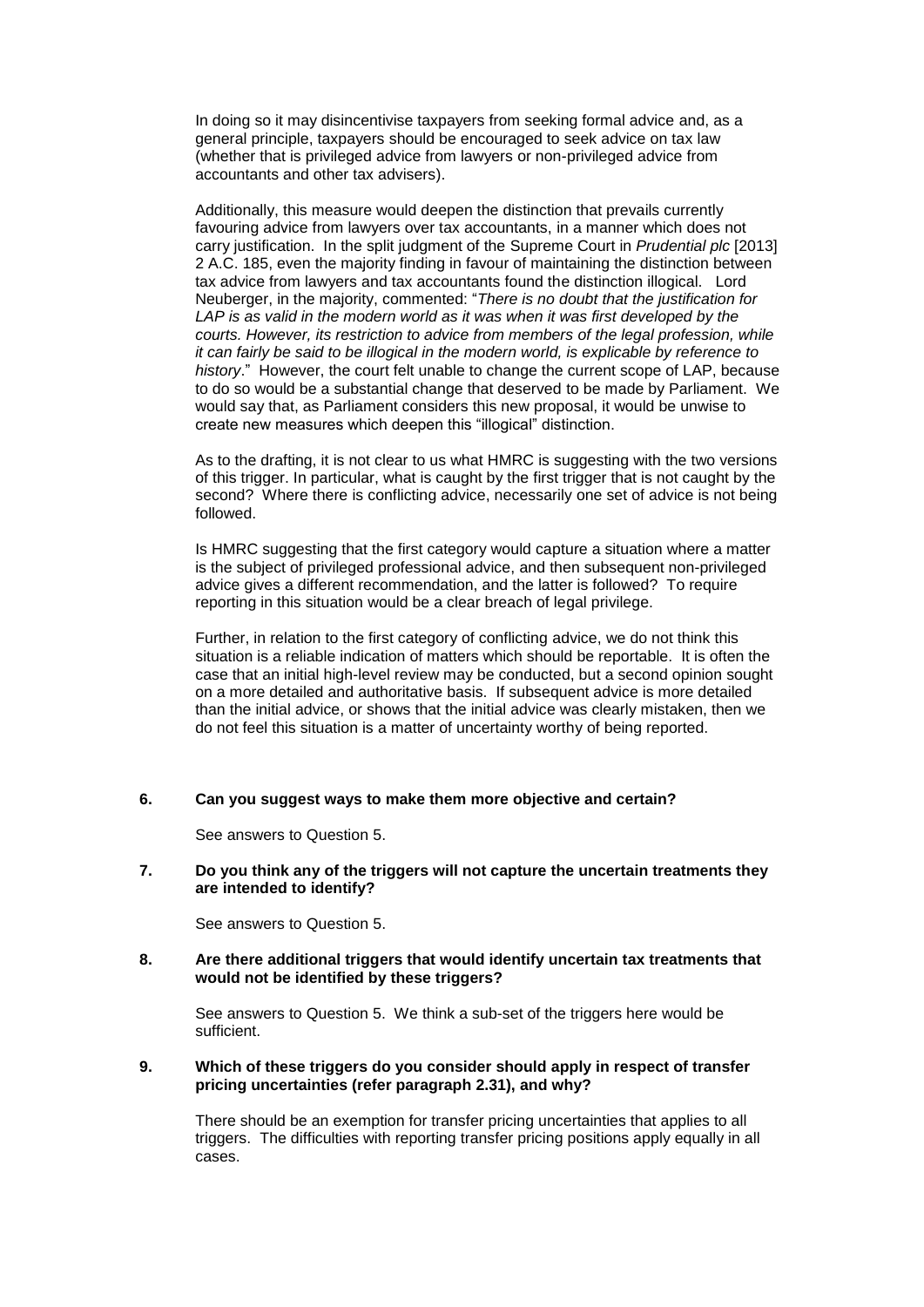In doing so it may disincentivise taxpayers from seeking formal advice and, as a general principle, taxpayers should be encouraged to seek advice on tax law (whether that is privileged advice from lawyers or non-privileged advice from accountants and other tax advisers).

Additionally, this measure would deepen the distinction that prevails currently favouring advice from lawyers over tax accountants, in a manner which does not carry justification. In the split judgment of the Supreme Court in *Prudential plc* [2013] 2 A.C. 185, even the majority finding in favour of maintaining the distinction between tax advice from lawyers and tax accountants found the distinction illogical. Lord Neuberger, in the majority, commented: "*There is no doubt that the justification for LAP is as valid in the modern world as it was when it was first developed by the courts. However, its restriction to advice from members of the legal profession, while it can fairly be said to be illogical in the modern world, is explicable by reference to history*." However, the court felt unable to change the current scope of LAP, because to do so would be a substantial change that deserved to be made by Parliament. We would say that, as Parliament considers this new proposal, it would be unwise to create new measures which deepen this "illogical" distinction.

As to the drafting, it is not clear to us what HMRC is suggesting with the two versions of this trigger. In particular, what is caught by the first trigger that is not caught by the second? Where there is conflicting advice, necessarily one set of advice is not being followed.

Is HMRC suggesting that the first category would capture a situation where a matter is the subject of privileged professional advice, and then subsequent non-privileged advice gives a different recommendation, and the latter is followed? To require reporting in this situation would be a clear breach of legal privilege.

Further, in relation to the first category of conflicting advice, we do not think this situation is a reliable indication of matters which should be reportable. It is often the case that an initial high-level review may be conducted, but a second opinion sought on a more detailed and authoritative basis. If subsequent advice is more detailed than the initial advice, or shows that the initial advice was clearly mistaken, then we do not feel this situation is a matter of uncertainty worthy of being reported.

**6. Can you suggest ways to make them more objective and certain?**

See answers to Question 5.

**7. Do you think any of the triggers will not capture the uncertain treatments they are intended to identify?**

See answers to Question 5.

**8. Are there additional triggers that would identify uncertain tax treatments that would not be identified by these triggers?**

See answers to Question 5. We think a sub-set of the triggers here would be sufficient.

**9. Which of these triggers do you consider should apply in respect of transfer pricing uncertainties (refer paragraph 2.31), and why?**

There should be an exemption for transfer pricing uncertainties that applies to all triggers. The difficulties with reporting transfer pricing positions apply equally in all cases.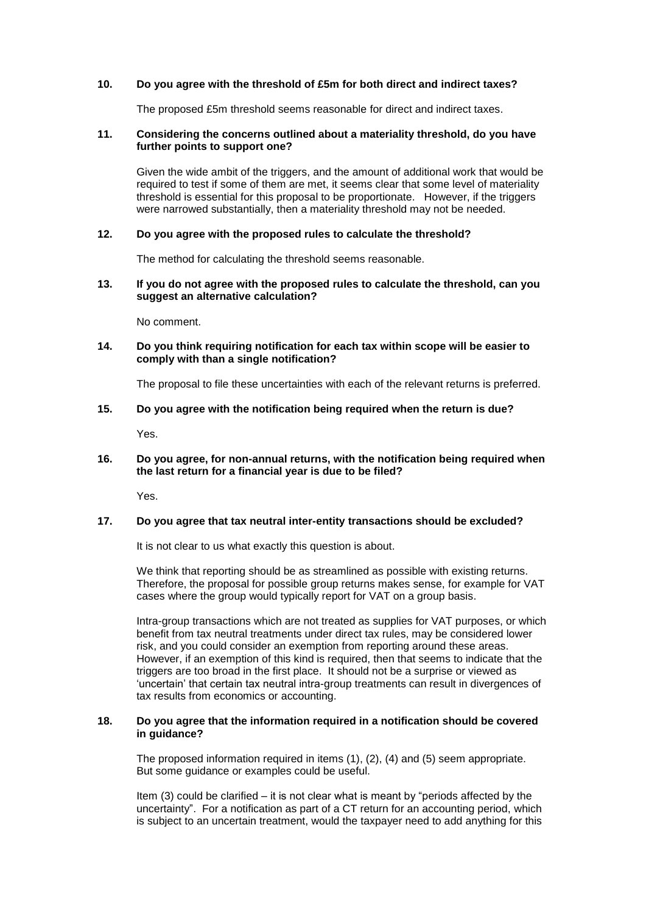**10. Do you agree with the threshold of £5m for both direct and indirect taxes?**

The proposed £5m threshold seems reasonable for direct and indirect taxes.

**11. Considering the concerns outlined about a materiality threshold, do you have further points to support one?**

Given the wide ambit of the triggers, and the amount of additional work that would be required to test if some of them are met, it seems clear that some level of materiality threshold is essential for this proposal to be proportionate. However, if the triggers were narrowed substantially, then a materiality threshold may not be needed.

**12. Do you agree with the proposed rules to calculate the threshold?**

The method for calculating the threshold seems reasonable.

**13. If you do not agree with the proposed rules to calculate the threshold, can you suggest an alternative calculation?**

No comment.

**14. Do you think requiring notification for each tax within scope will be easier to comply with than a single notification?**

The proposal to file these uncertainties with each of the relevant returns is preferred.

**15. Do you agree with the notification being required when the return is due?**

Yes.

**16. Do you agree, for non-annual returns, with the notification being required when the last return for a financial year is due to be filed?**

Yes.

**17. Do you agree that tax neutral inter-entity transactions should be excluded?**

It is not clear to us what exactly this question is about.

We think that reporting should be as streamlined as possible with existing returns. Therefore, the proposal for possible group returns makes sense, for example for VAT cases where the group would typically report for VAT on a group basis.

Intra-group transactions which are not treated as supplies for VAT purposes, or which benefit from tax neutral treatments under direct tax rules, may be considered lower risk, and you could consider an exemption from reporting around these areas. However, if an exemption of this kind is required, then that seems to indicate that the triggers are too broad in the first place. It should not be a surprise or viewed as 'uncertain' that certain tax neutral intra-group treatments can result in divergences of tax results from economics or accounting.

**18. Do you agree that the information required in a notification should be covered in guidance?**

The proposed information required in items (1), (2), (4) and (5) seem appropriate. But some guidance or examples could be useful.

Item (3) could be clarified – it is not clear what is meant by "periods affected by the uncertainty". For a notification as part of a CT return for an accounting period, which is subject to an uncertain treatment, would the taxpayer need to add anything for this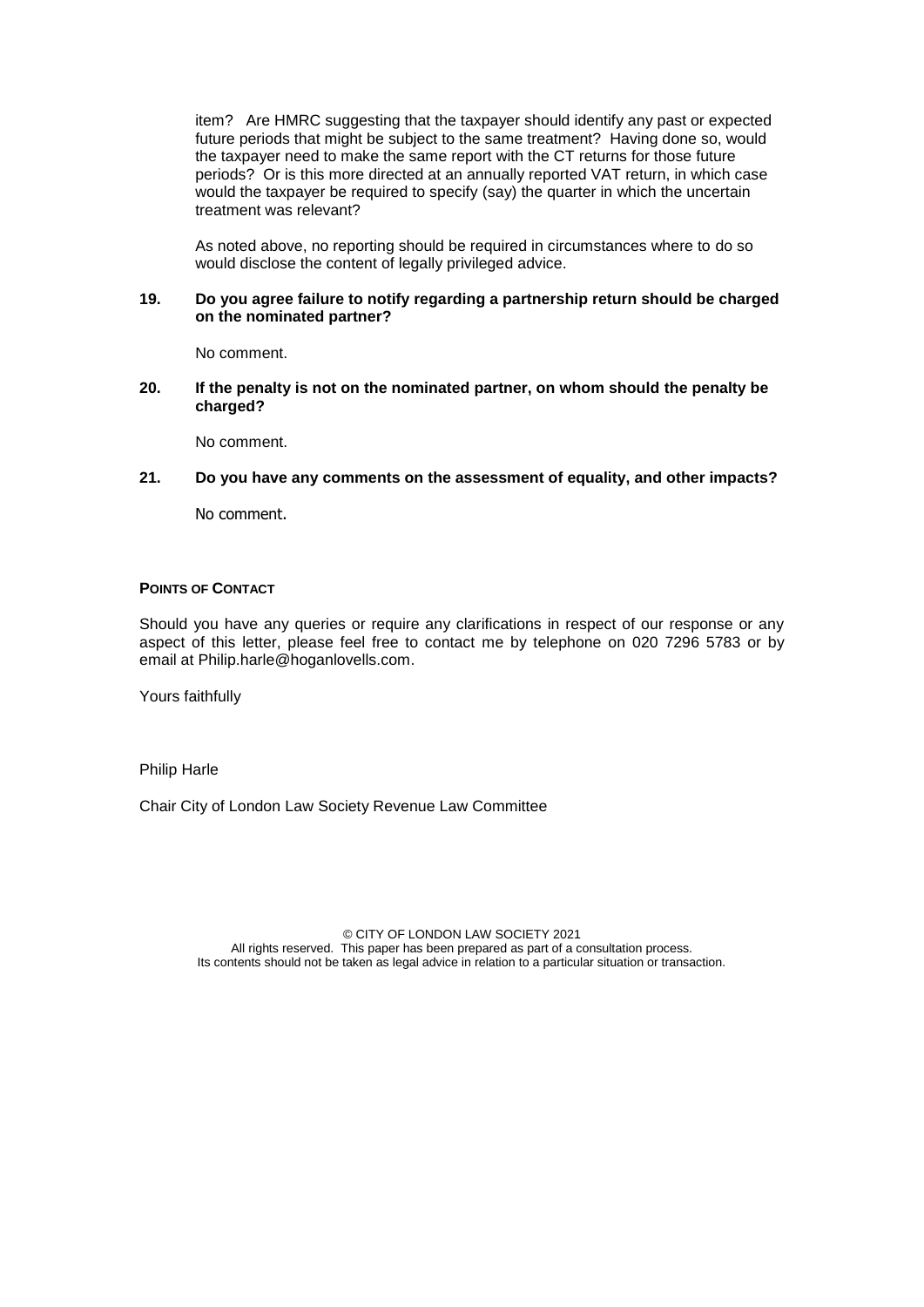item? Are HMRC suggesting that the taxpayer should identify any past or expected future periods that might be subject to the same treatment? Having done so, would the taxpayer need to make the same report with the CT returns for those future periods? Or is this more directed at an annually reported VAT return, in which case would the taxpayer be required to specify (say) the quarter in which the uncertain treatment was relevant?

As noted above, no reporting should be required in circumstances where to do so would disclose the content of legally privileged advice.

**19. Do you agree failure to notify regarding a partnership return should be charged on the nominated partner?**

No comment.

**20. If the penalty is not on the nominated partner, on whom should the penalty be charged?**

No comment.

**21. Do you have any comments on the assessment of equality, and other impacts?**

No comment.

**POINTS OF CONTACT**

Should you have any queries or require any clarifications in respect of our response or any aspect of this letter, please feel free to contact me by telephone on 020 7296 5783 or by email at Philip.harle@hoganlovells.com.

Yours faithfully

Philip Harle

Chair City of London Law Society Revenue Law Committee

© CITY OF LONDON LAW SOCIETY 2021
All rights reserved. This paper has been prepared as part of a consultation process.
Its contents should not be taken as legal advice in relation to a particular situation or transaction.